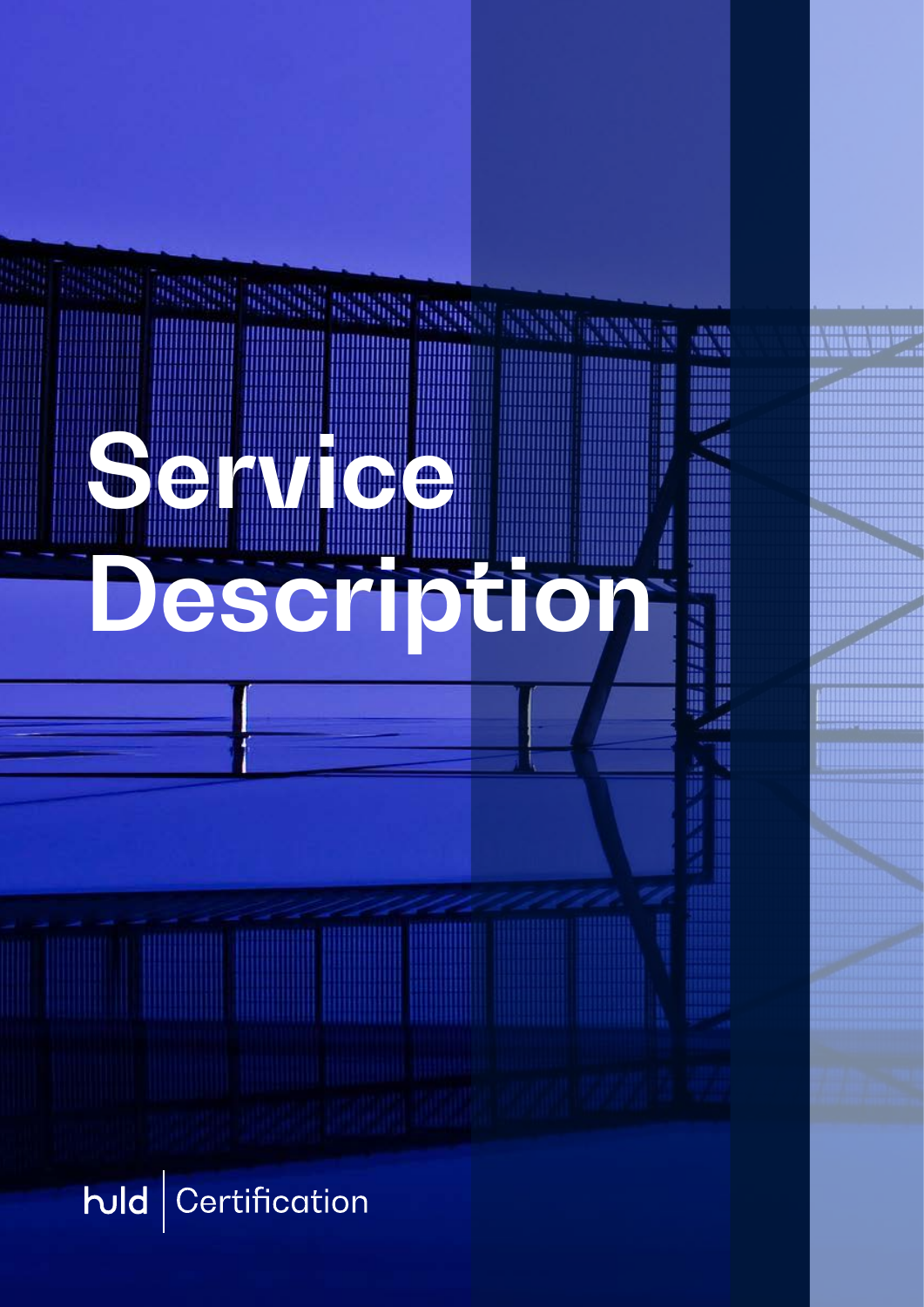# Service Description

huld | Certification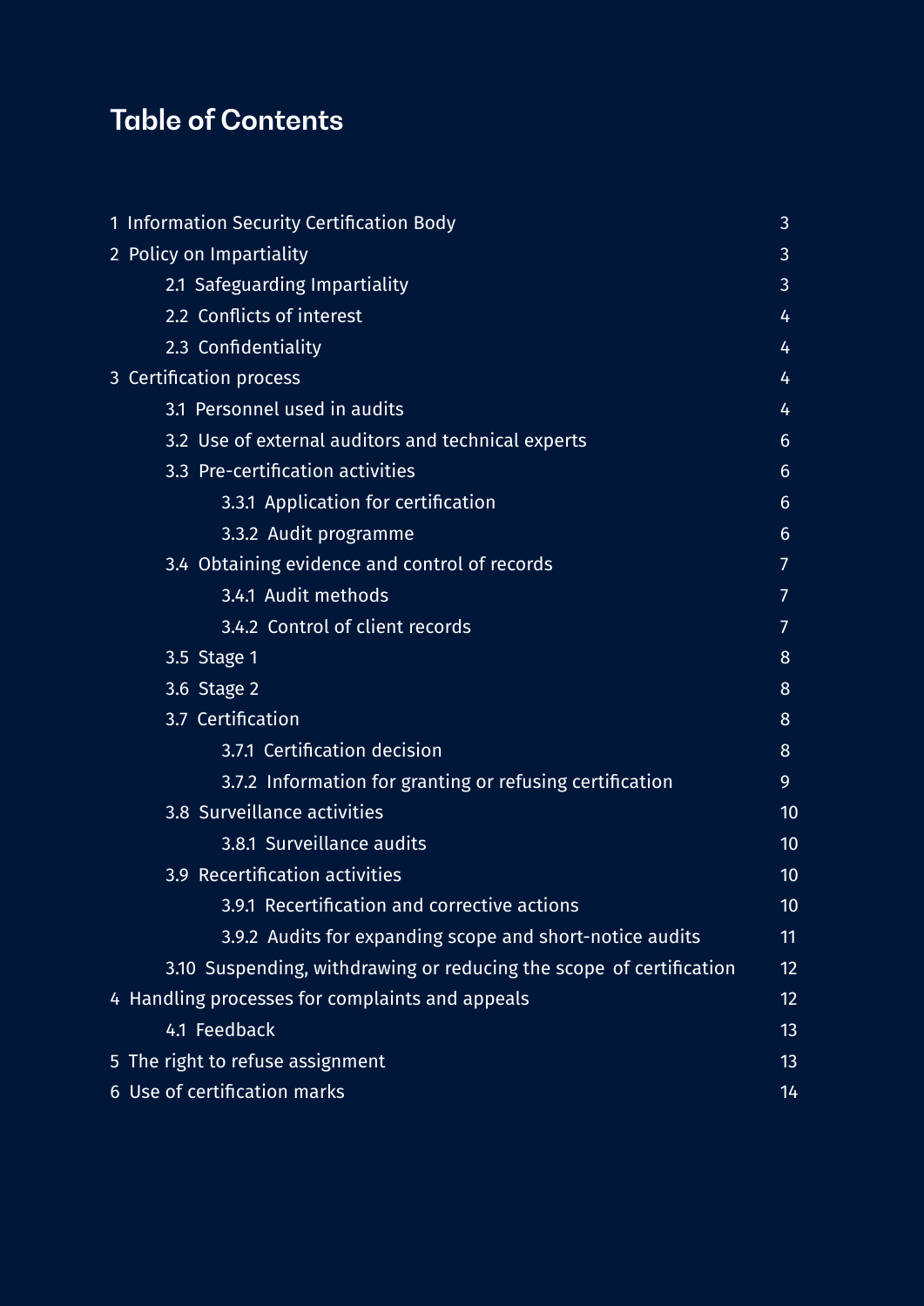# Table of Contents

| | |
|---|---|
| 1 Information Security Certification Body | 3 |
| 2 Policy on Impartiality | 3 |
| 2.1 Safeguarding Impartiality | 3 |
| 2.2 Conflicts of interest | 4 |
| 2.3 Confidentiality | 4 |
| 3 Certification process | 4 |
| 3.1 Personnel used in audits | 4 |
| 3.2 Use of external auditors and technical experts | 6 |
| 3.3 Pre-certification activities | 6 |
| 3.3.1 Application for certification | 6 |
| 3.3.2 Audit programme | 6 |
| 3.4 Obtaining evidence and control of records | 7 |
| 3.4.1 Audit methods | 7 |
| 3.4.2 Control of client records | 7 |
| 3.5 Stage 1 | 8 |
| 3.6 Stage 2 | 8 |
| 3.7 Certification | 8 |
| 3.7.1 Certification decision | 8 |
| 3.7.2 Information for granting or refusing certification | 9 |
| 3.8 Surveillance activities | 10 |
| 3.8.1 Surveillance audits | 10 |
| 3.9 Recertification activities | 10 |
| 3.9.1 Recertification and corrective actions | 10 |
| 3.9.2 Audits for expanding scope and short-notice audits | 11 |
| 3.10 Suspending, withdrawing or reducing the scope of certification | 12 |
| 4 Handling processes for complaints and appeals | 12 |
| 4.1 Feedback | 13 |
| 5 The right to refuse assignment | 13 |
| 6 Use of certification marks | 14 |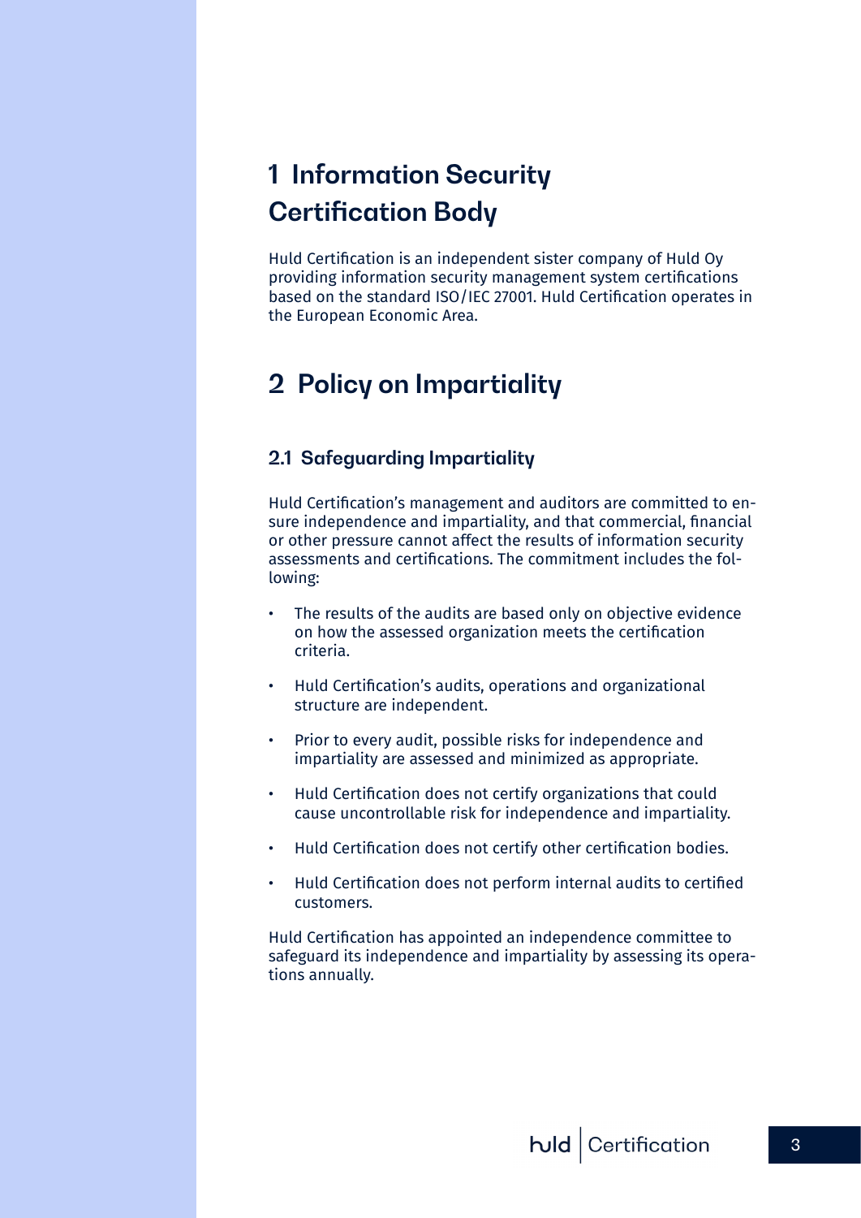# 1 Information Security Certification Body

Huld Certification is an independent sister company of Huld Oy providing information security management system certifications based on the standard ISO/IEC 27001. Huld Certification operates in the European Economic Area.

# 2 Policy on Impartiality

## 2.1 Safeguarding Impartiality

Huld Certification's management and auditors are committed to ensure independence and impartiality, and that commercial, financial or other pressure cannot affect the results of information security assessments and certifications. The commitment includes the following:

- The results of the audits are based only on objective evidence on how the assessed organization meets the certification criteria.
- Huld Certification's audits, operations and organizational structure are independent.
- Prior to every audit, possible risks for independence and impartiality are assessed and minimized as appropriate.
- Huld Certification does not certify organizations that could cause uncontrollable risk for independence and impartiality.
- Huld Certification does not certify other certification bodies.
- Huld Certification does not perform internal audits to certified customers.

Huld Certification has appointed an independence committee to safeguard its independence and impartiality by assessing its operations annually.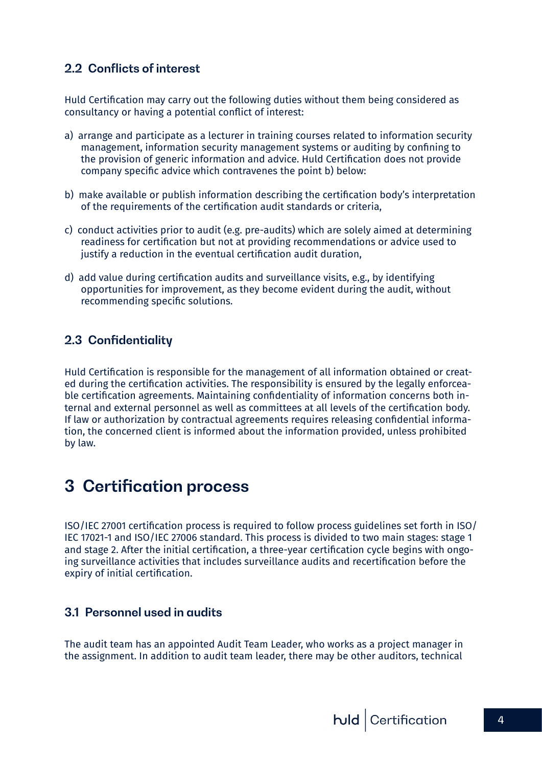### 2.2 Conflicts of interest

Huld Certification may carry out the following duties without them being considered as consultancy or having a potential conflict of interest:

a) arrange and participate as a lecturer in training courses related to information security management, information security management systems or auditing by confining to the provision of generic information and advice. Huld Certification does not provide company specific advice which contravenes the point b) below:

b) make available or publish information describing the certification body's interpretation of the requirements of the certification audit standards or criteria,

c) conduct activities prior to audit (e.g. pre-audits) which are solely aimed at determining readiness for certification but not at providing recommendations or advice used to justify a reduction in the eventual certification audit duration,

d) add value during certification audits and surveillance visits, e.g., by identifying opportunities for improvement, as they become evident during the audit, without recommending specific solutions.

### 2.3 Confidentiality

Huld Certification is responsible for the management of all information obtained or created during the certification activities. The responsibility is ensured by the legally enforceable certification agreements. Maintaining confidentiality of information concerns both internal and external personnel as well as committees at all levels of the certification body. If law or authorization by contractual agreements requires releasing confidential information, the concerned client is informed about the information provided, unless prohibited by law.

## 3 Certification process

ISO/IEC 27001 certification process is required to follow process guidelines set forth in ISO/IEC 17021-1 and ISO/IEC 27006 standard. This process is divided to two main stages: stage 1 and stage 2. After the initial certification, a three-year certification cycle begins with ongoing surveillance activities that includes surveillance audits and recertification before the expiry of initial certification.

### 3.1 Personnel used in audits

The audit team has an appointed Audit Team Leader, who works as a project manager in the assignment. In addition to audit team leader, there may be other auditors, technical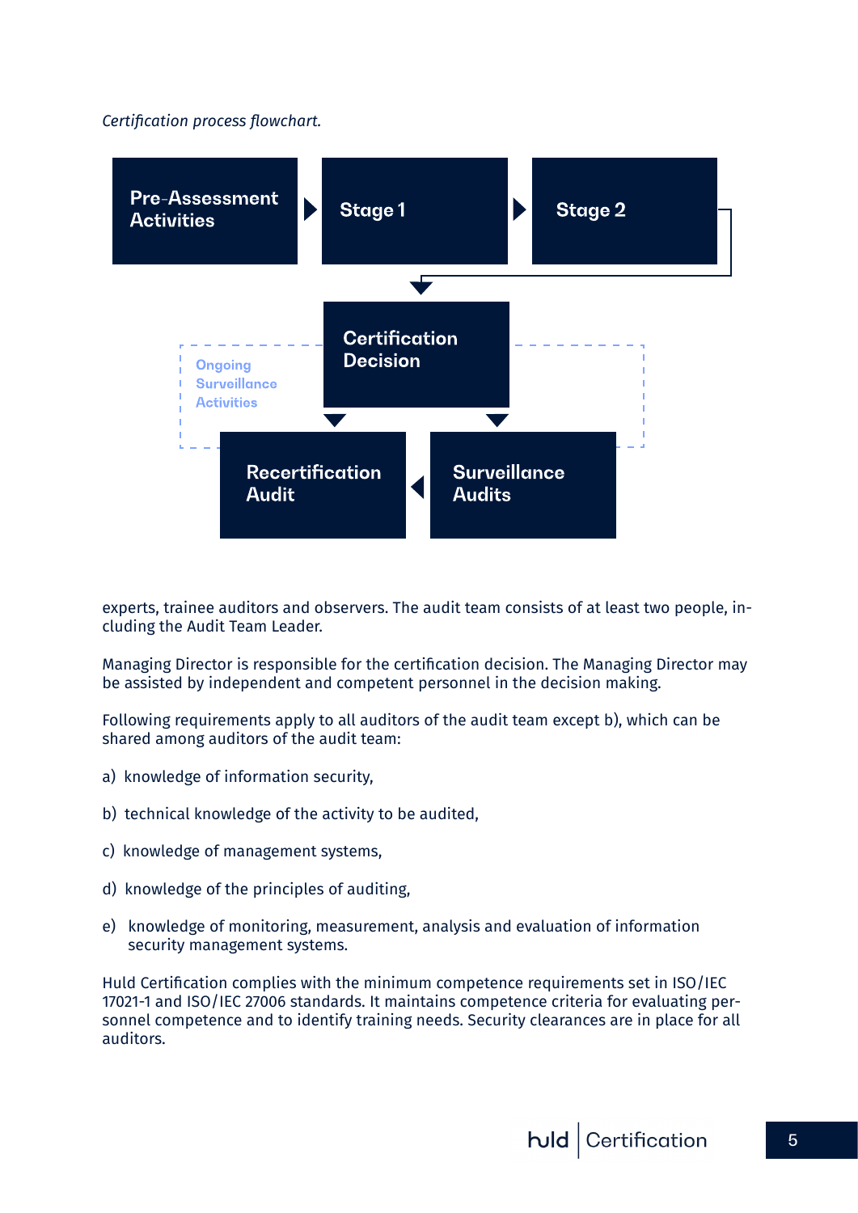*Certification process flowchart.*

Pre-Assessment Activities → Stage 1 → Stage 2 → Certification Decision → Recertification Audit / Surveillance Audits

Ongoing Surveillance Activities

experts, trainee auditors and observers. The audit team consists of at least two people, including the Audit Team Leader.

Managing Director is responsible for the certification decision. The Managing Director may be assisted by independent and competent personnel in the decision making.

Following requirements apply to all auditors of the audit team except b), which can be shared among auditors of the audit team:

a) knowledge of information security,

b) technical knowledge of the activity to be audited,

c) knowledge of management systems,

d) knowledge of the principles of auditing,

e) knowledge of monitoring, measurement, analysis and evaluation of information security management systems.

Huld Certification complies with the minimum competence requirements set in ISO/IEC 17021-1 and ISO/IEC 27006 standards. It maintains competence criteria for evaluating personnel competence and to identify training needs. Security clearances are in place for all auditors.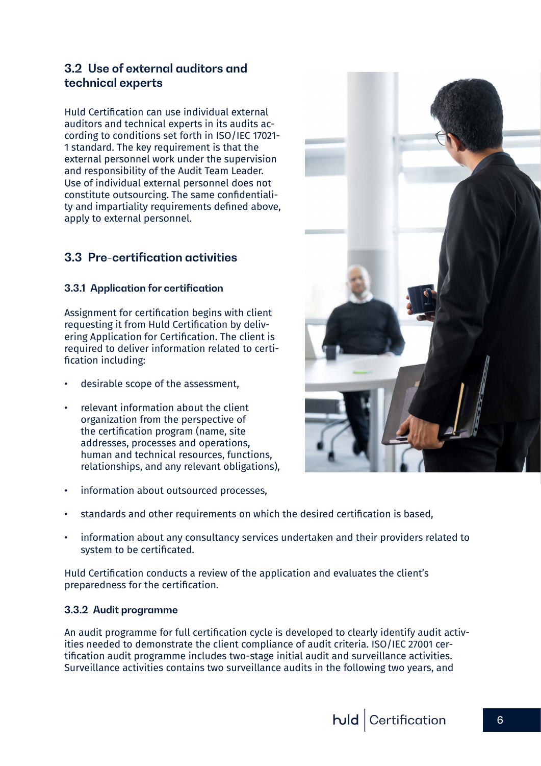## 3.2 Use of external auditors and technical experts

Huld Certification can use individual external auditors and technical experts in its audits according to conditions set forth in ISO/IEC 17021-1 standard. The key requirement is that the external personnel work under the supervision and responsibility of the Audit Team Leader. Use of individual external personnel does not constitute outsourcing. The same confidentiality and impartiality requirements defined above, apply to external personnel.

## 3.3 Pre-certification activities

### 3.3.1 Application for certification

Assignment for certification begins with client requesting it from Huld Certification by delivering Application for Certification. The client is required to deliver information related to certification including:

- desirable scope of the assessment,
- relevant information about the client organization from the perspective of the certification program (name, site addresses, processes and operations, human and technical resources, functions, relationships, and any relevant obligations),
- information about outsourced processes,
- standards and other requirements on which the desired certification is based,
- information about any consultancy services undertaken and their providers related to system to be certificated.

Huld Certification conducts a review of the application and evaluates the client's preparedness for the certification.

### 3.3.2 Audit programme

An audit programme for full certification cycle is developed to clearly identify audit activities needed to demonstrate the client compliance of audit criteria. ISO/IEC 27001 certification audit programme includes two-stage initial audit and surveillance activities. Surveillance activities contains two surveillance audits in the following two years, and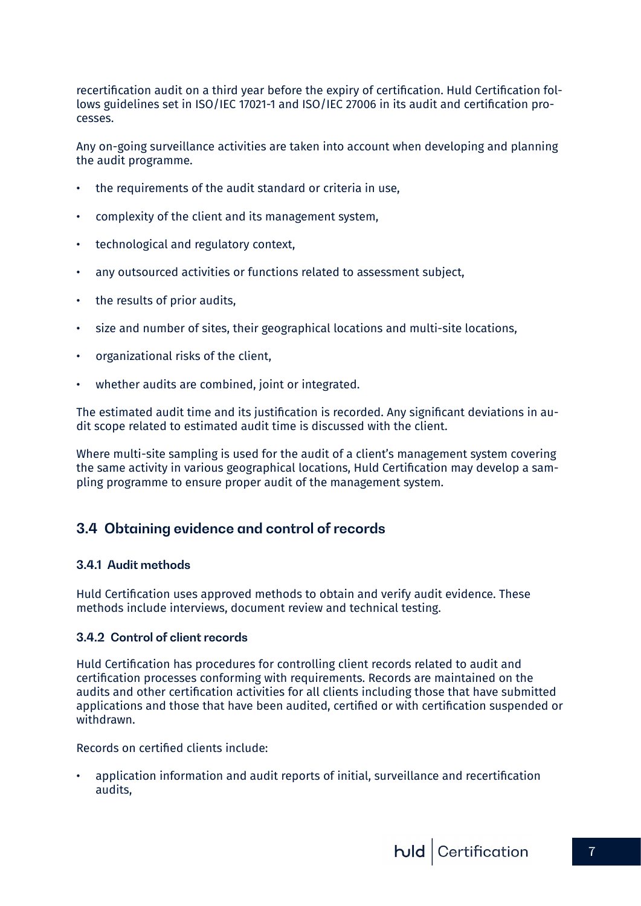recertification audit on a third year before the expiry of certification. Huld Certification follows guidelines set in ISO/IEC 17021-1 and ISO/IEC 27006 in its audit and certification processes.

Any on-going surveillance activities are taken into account when developing and planning the audit programme.

- the requirements of the audit standard or criteria in use,
- complexity of the client and its management system,
- technological and regulatory context,
- any outsourced activities or functions related to assessment subject,
- the results of prior audits,
- size and number of sites, their geographical locations and multi-site locations,
- organizational risks of the client,
- whether audits are combined, joint or integrated.

The estimated audit time and its justification is recorded. Any significant deviations in audit scope related to estimated audit time is discussed with the client.

Where multi-site sampling is used for the audit of a client's management system covering the same activity in various geographical locations, Huld Certification may develop a sampling programme to ensure proper audit of the management system.

## 3.4 Obtaining evidence and control of records

### 3.4.1 Audit methods

Huld Certification uses approved methods to obtain and verify audit evidence. These methods include interviews, document review and technical testing.

### 3.4.2 Control of client records

Huld Certification has procedures for controlling client records related to audit and certification processes conforming with requirements. Records are maintained on the audits and other certification activities for all clients including those that have submitted applications and those that have been audited, certified or with certification suspended or withdrawn.

Records on certified clients include:

- application information and audit reports of initial, surveillance and recertification audits,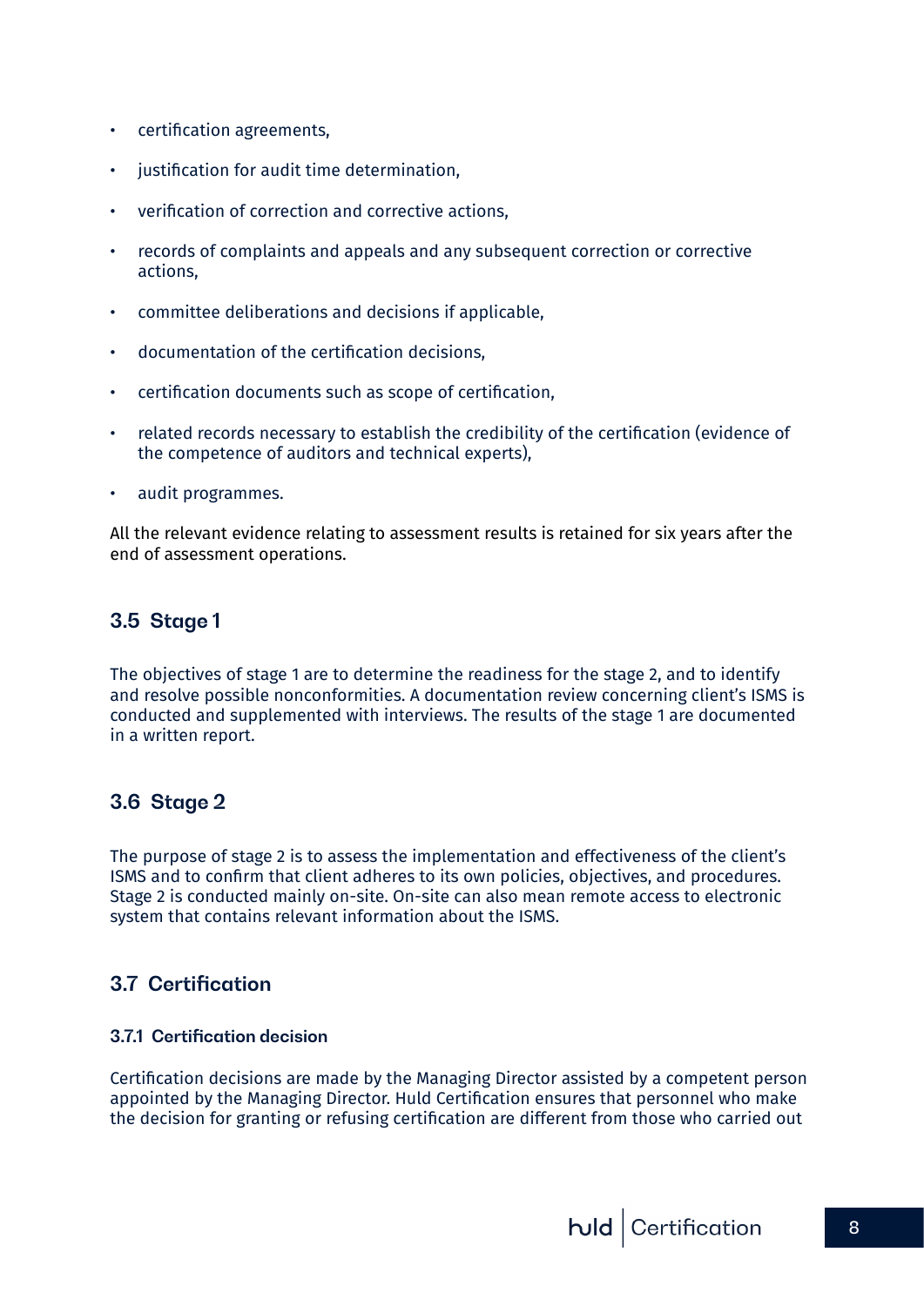- certification agreements,
- justification for audit time determination,
- verification of correction and corrective actions,
- records of complaints and appeals and any subsequent correction or corrective actions,
- committee deliberations and decisions if applicable,
- documentation of the certification decisions,
- certification documents such as scope of certification,
- related records necessary to establish the credibility of the certification (evidence of the competence of auditors and technical experts),
- audit programmes.

All the relevant evidence relating to assessment results is retained for six years after the end of assessment operations.

## 3.5 Stage 1

The objectives of stage 1 are to determine the readiness for the stage 2, and to identify and resolve possible nonconformities. A documentation review concerning client's ISMS is conducted and supplemented with interviews. The results of the stage 1 are documented in a written report.

## 3.6 Stage 2

The purpose of stage 2 is to assess the implementation and effectiveness of the client's ISMS and to confirm that client adheres to its own policies, objectives, and procedures. Stage 2 is conducted mainly on-site. On-site can also mean remote access to electronic system that contains relevant information about the ISMS.

## 3.7 Certification

### 3.7.1 Certification decision

Certification decisions are made by the Managing Director assisted by a competent person appointed by the Managing Director. Huld Certification ensures that personnel who make the decision for granting or refusing certification are different from those who carried out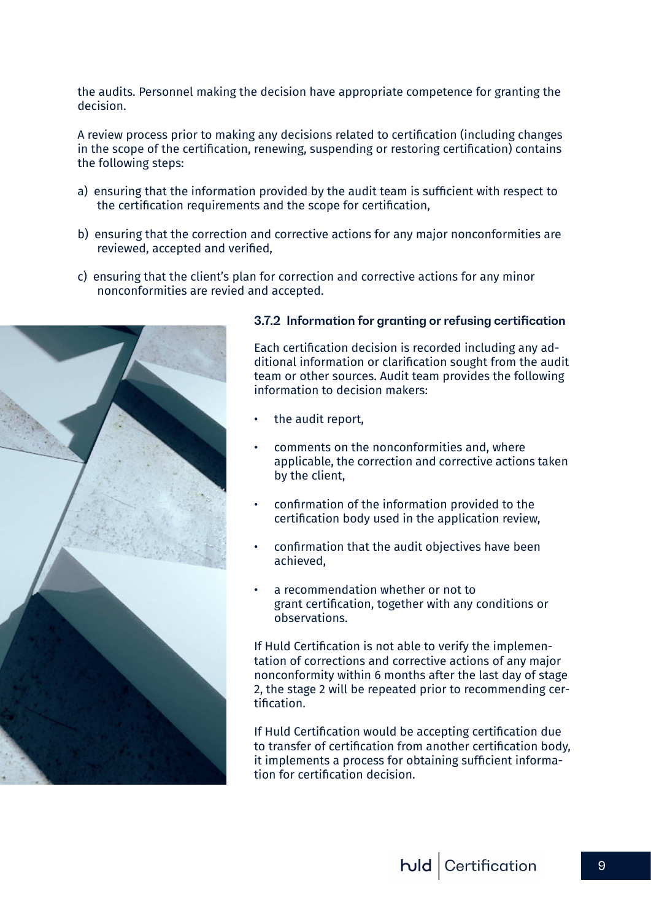the audits. Personnel making the decision have appropriate competence for granting the decision.

A review process prior to making any decisions related to certification (including changes in the scope of the certification, renewing, suspending or restoring certification) contains the following steps:

a) ensuring that the information provided by the audit team is sufficient with respect to the certification requirements and the scope for certification,

b) ensuring that the correction and corrective actions for any major nonconformities are reviewed, accepted and verified,

c) ensuring that the client's plan for correction and corrective actions for any minor nonconformities are revied and accepted.

### 3.7.2 Information for granting or refusing certification

Each certification decision is recorded including any additional information or clarification sought from the audit team or other sources. Audit team provides the following information to decision makers:

- the audit report,
- comments on the nonconformities and, where applicable, the correction and corrective actions taken by the client,
- confirmation of the information provided to the certification body used in the application review,
- confirmation that the audit objectives have been achieved,
- a recommendation whether or not to grant certification, together with any conditions or observations.

If Huld Certification is not able to verify the implementation of corrections and corrective actions of any major nonconformity within 6 months after the last day of stage 2, the stage 2 will be repeated prior to recommending certification.

If Huld Certification would be accepting certification due to transfer of certification from another certification body, it implements a process for obtaining sufficient information for certification decision.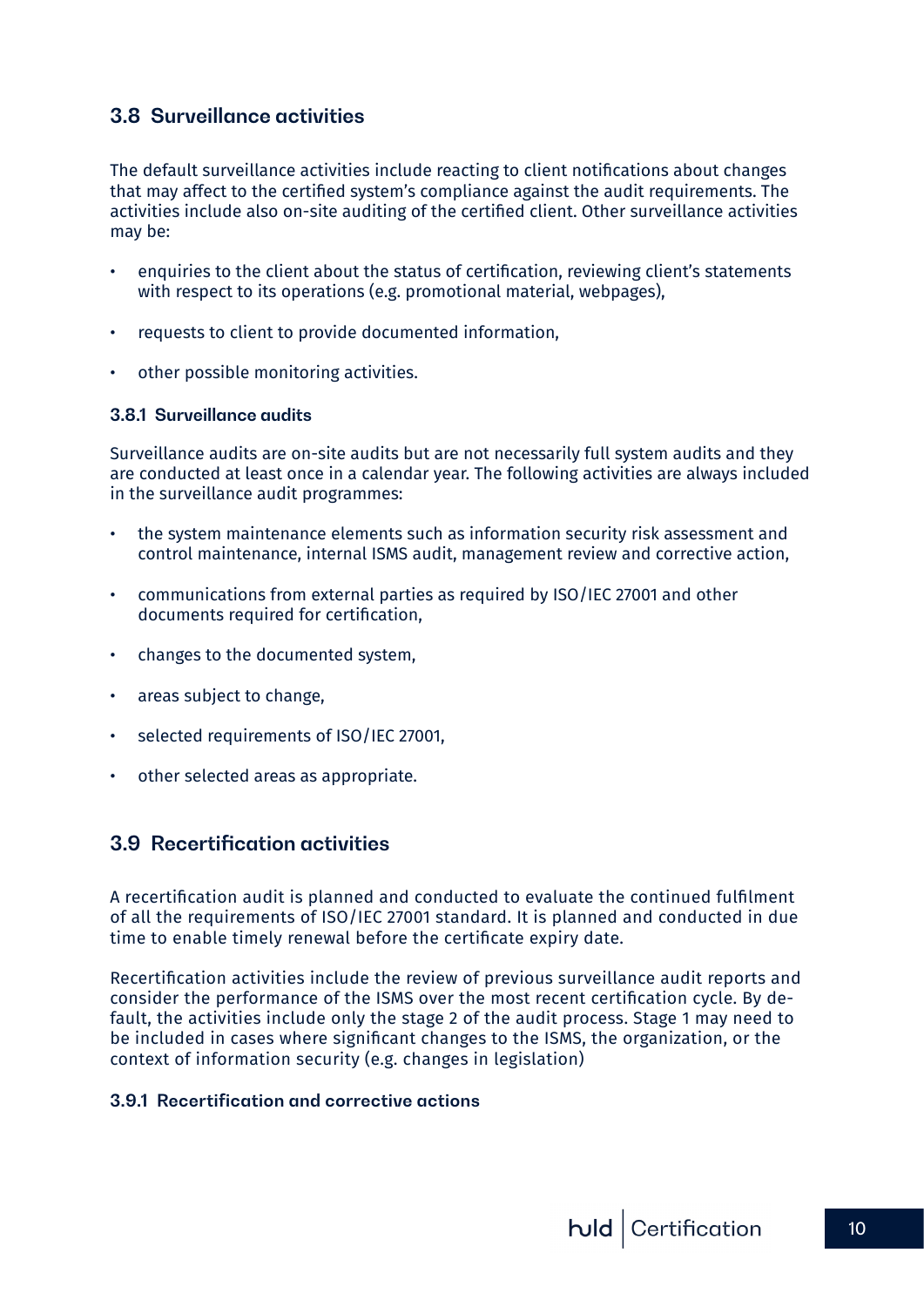## 3.8 Surveillance activities

The default surveillance activities include reacting to client notifications about changes that may affect to the certified system's compliance against the audit requirements. The activities include also on-site auditing of the certified client. Other surveillance activities may be:

- enquiries to the client about the status of certification, reviewing client's statements with respect to its operations (e.g. promotional material, webpages),
- requests to client to provide documented information,
- other possible monitoring activities.

### 3.8.1 Surveillance audits

Surveillance audits are on-site audits but are not necessarily full system audits and they are conducted at least once in a calendar year. The following activities are always included in the surveillance audit programmes:

- the system maintenance elements such as information security risk assessment and control maintenance, internal ISMS audit, management review and corrective action,
- communications from external parties as required by ISO/IEC 27001 and other documents required for certification,
- changes to the documented system,
- areas subject to change,
- selected requirements of ISO/IEC 27001,
- other selected areas as appropriate.

## 3.9 Recertification activities

A recertification audit is planned and conducted to evaluate the continued fulfilment of all the requirements of ISO/IEC 27001 standard. It is planned and conducted in due time to enable timely renewal before the certificate expiry date.

Recertification activities include the review of previous surveillance audit reports and consider the performance of the ISMS over the most recent certification cycle. By default, the activities include only the stage 2 of the audit process. Stage 1 may need to be included in cases where significant changes to the ISMS, the organization, or the context of information security (e.g. changes in legislation)

### 3.9.1 Recertification and corrective actions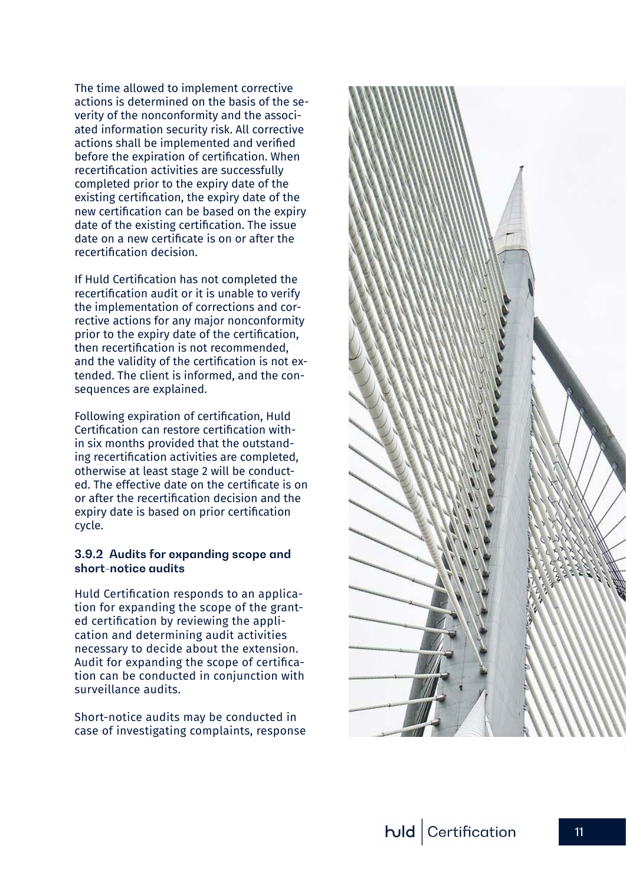The time allowed to implement corrective actions is determined on the basis of the severity of the nonconformity and the associated information security risk. All corrective actions shall be implemented and verified before the expiration of certification. When recertification activities are successfully completed prior to the expiry date of the existing certification, the expiry date of the new certification can be based on the expiry date of the existing certification. The issue date on a new certificate is on or after the recertification decision.

If Huld Certification has not completed the recertification audit or it is unable to verify the implementation of corrections and corrective actions for any major nonconformity prior to the expiry date of the certification, then recertification is not recommended, and the validity of the certification is not extended. The client is informed, and the consequences are explained.

Following expiration of certification, Huld Certification can restore certification within six months provided that the outstanding recertification activities are completed, otherwise at least stage 2 will be conducted. The effective date on the certificate is on or after the recertification decision and the expiry date is based on prior certification cycle.

#### 3.9.2 Audits for expanding scope and short-notice audits

Huld Certification responds to an application for expanding the scope of the granted certification by reviewing the application and determining audit activities necessary to decide about the extension. Audit for expanding the scope of certification can be conducted in conjunction with surveillance audits.

Short-notice audits may be conducted in case of investigating complaints, response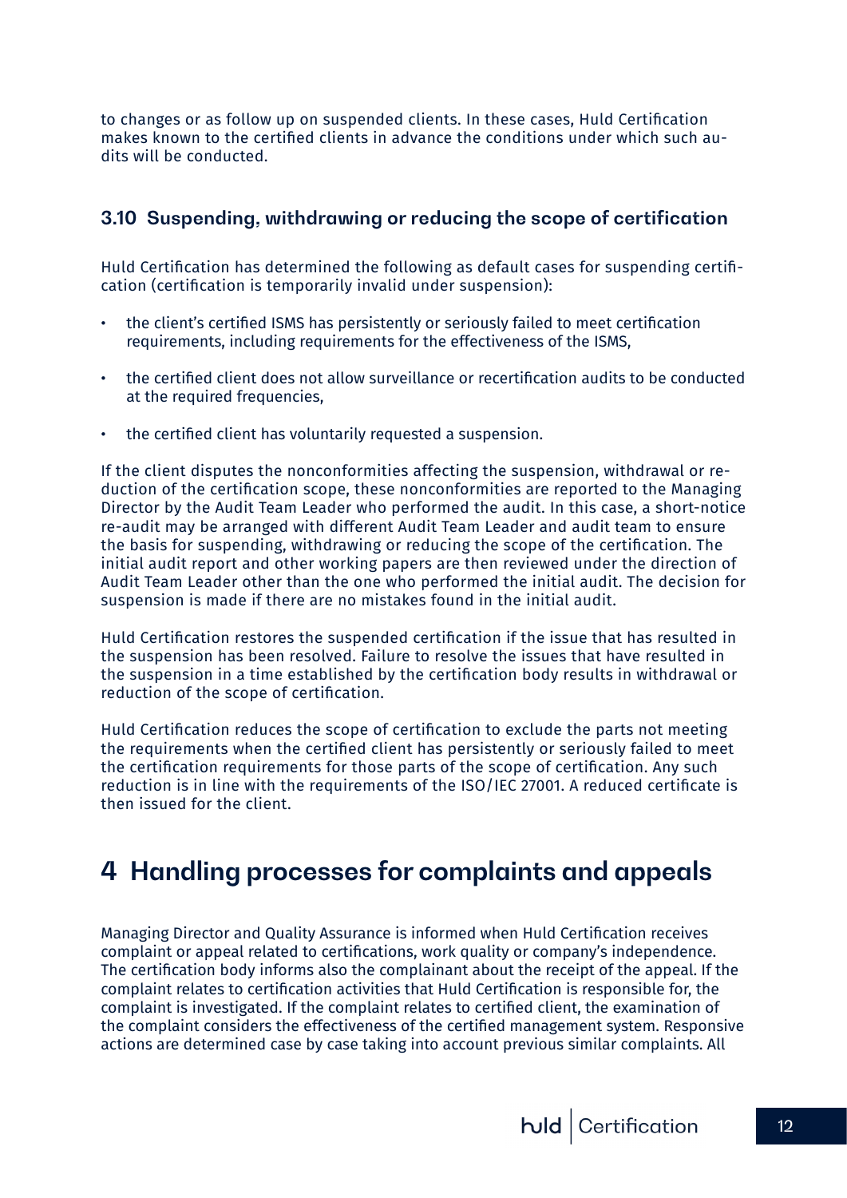to changes or as follow up on suspended clients. In these cases, Huld Certification makes known to the certified clients in advance the conditions under which such audits will be conducted.

### 3.10 Suspending, withdrawing or reducing the scope of certification

Huld Certification has determined the following as default cases for suspending certification (certification is temporarily invalid under suspension):

- the client's certified ISMS has persistently or seriously failed to meet certification requirements, including requirements for the effectiveness of the ISMS,
- the certified client does not allow surveillance or recertification audits to be conducted at the required frequencies,
- the certified client has voluntarily requested a suspension.

If the client disputes the nonconformities affecting the suspension, withdrawal or reduction of the certification scope, these nonconformities are reported to the Managing Director by the Audit Team Leader who performed the audit. In this case, a short-notice re-audit may be arranged with different Audit Team Leader and audit team to ensure the basis for suspending, withdrawing or reducing the scope of the certification. The initial audit report and other working papers are then reviewed under the direction of Audit Team Leader other than the one who performed the initial audit. The decision for suspension is made if there are no mistakes found in the initial audit.

Huld Certification restores the suspended certification if the issue that has resulted in the suspension has been resolved. Failure to resolve the issues that have resulted in the suspension in a time established by the certification body results in withdrawal or reduction of the scope of certification.

Huld Certification reduces the scope of certification to exclude the parts not meeting the requirements when the certified client has persistently or seriously failed to meet the certification requirements for those parts of the scope of certification. Any such reduction is in line with the requirements of the ISO/IEC 27001. A reduced certificate is then issued for the client.

# 4 Handling processes for complaints and appeals

Managing Director and Quality Assurance is informed when Huld Certification receives complaint or appeal related to certifications, work quality or company's independence. The certification body informs also the complainant about the receipt of the appeal. If the complaint relates to certification activities that Huld Certification is responsible for, the complaint is investigated. If the complaint relates to certified client, the examination of the complaint considers the effectiveness of the certified management system. Responsive actions are determined case by case taking into account previous similar complaints. All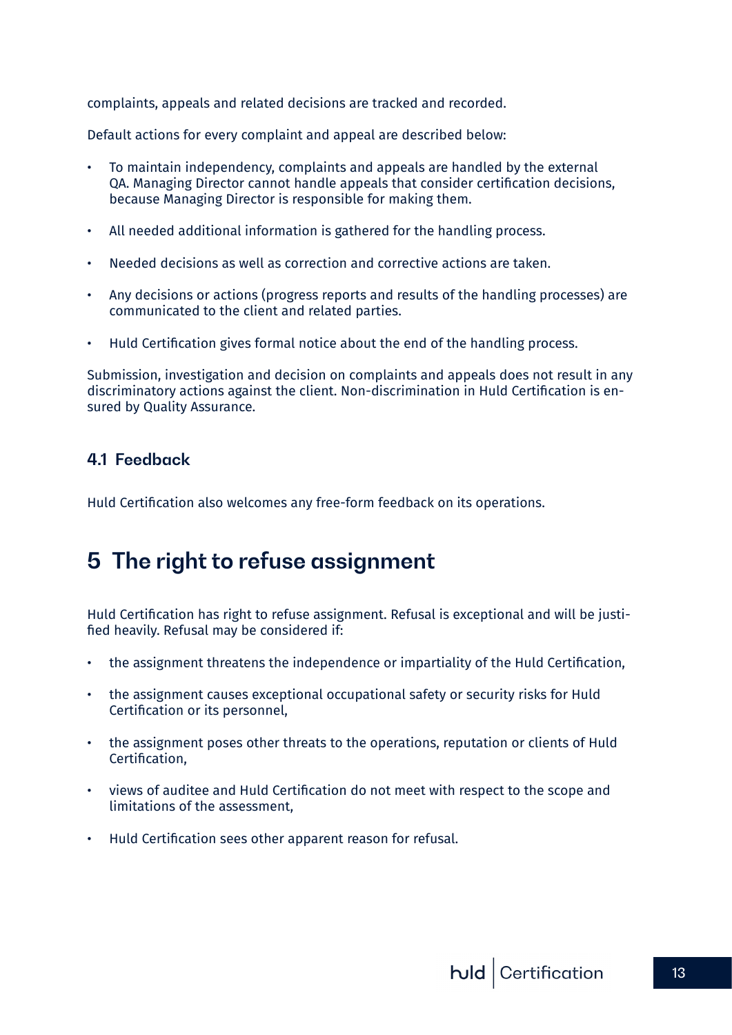complaints, appeals and related decisions are tracked and recorded.

Default actions for every complaint and appeal are described below:

- To maintain independency, complaints and appeals are handled by the external QA. Managing Director cannot handle appeals that consider certification decisions, because Managing Director is responsible for making them.
- All needed additional information is gathered for the handling process.
- Needed decisions as well as correction and corrective actions are taken.
- Any decisions or actions (progress reports and results of the handling processes) are communicated to the client and related parties.
- Huld Certification gives formal notice about the end of the handling process.

Submission, investigation and decision on complaints and appeals does not result in any discriminatory actions against the client. Non-discrimination in Huld Certification is ensured by Quality Assurance.

### 4.1 Feedback

Huld Certification also welcomes any free-form feedback on its operations.

## 5 The right to refuse assignment

Huld Certification has right to refuse assignment. Refusal is exceptional and will be justified heavily. Refusal may be considered if:

- the assignment threatens the independence or impartiality of the Huld Certification,
- the assignment causes exceptional occupational safety or security risks for Huld Certification or its personnel,
- the assignment poses other threats to the operations, reputation or clients of Huld Certification,
- views of auditee and Huld Certification do not meet with respect to the scope and limitations of the assessment,
- Huld Certification sees other apparent reason for refusal.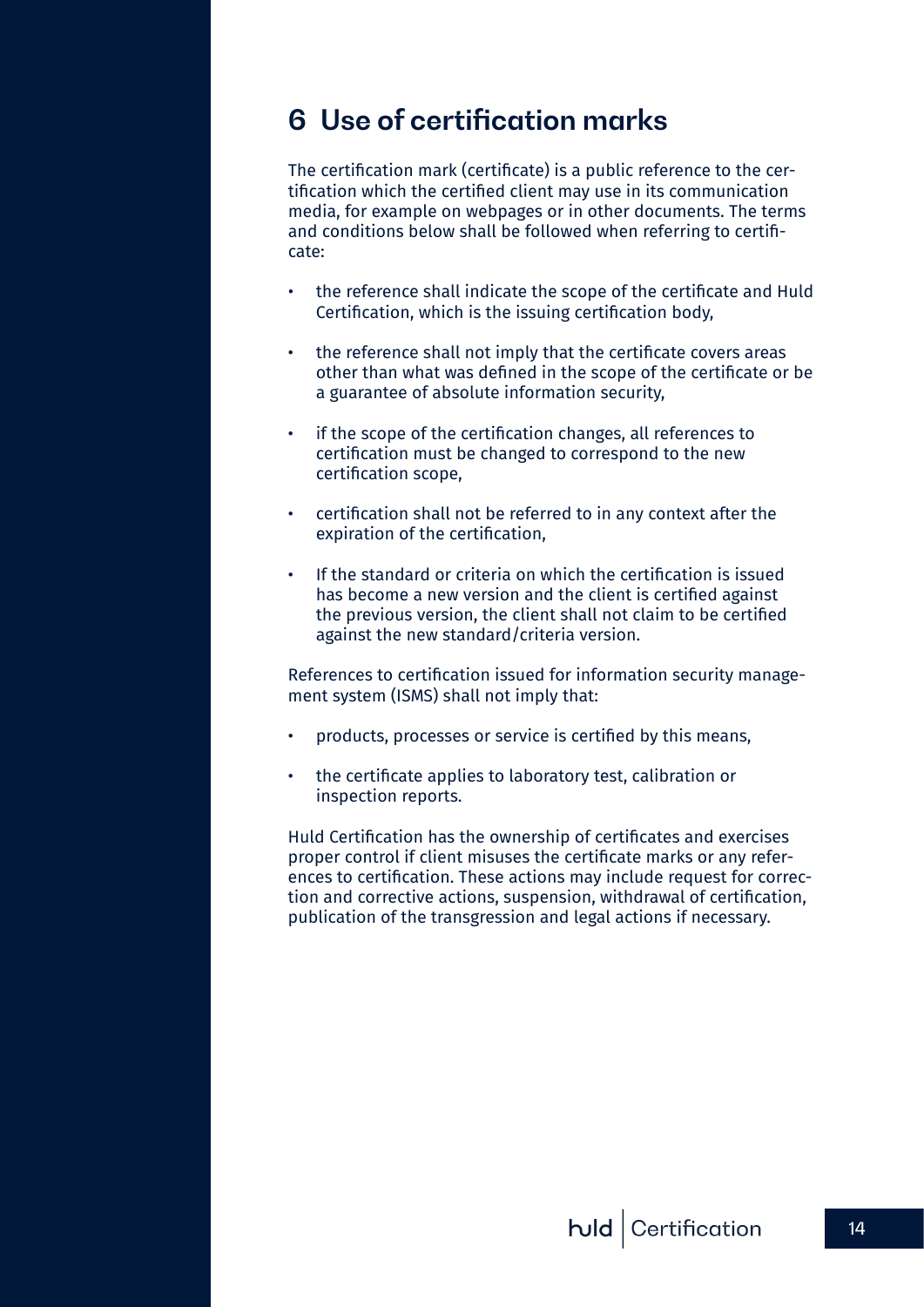# 6 Use of certification marks

The certification mark (certificate) is a public reference to the certification which the certified client may use in its communication media, for example on webpages or in other documents. The terms and conditions below shall be followed when referring to certificate:

- the reference shall indicate the scope of the certificate and Huld Certification, which is the issuing certification body,
- the reference shall not imply that the certificate covers areas other than what was defined in the scope of the certificate or be a guarantee of absolute information security,
- if the scope of the certification changes, all references to certification must be changed to correspond to the new certification scope,
- certification shall not be referred to in any context after the expiration of the certification,
- If the standard or criteria on which the certification is issued has become a new version and the client is certified against the previous version, the client shall not claim to be certified against the new standard/criteria version.

References to certification issued for information security management system (ISMS) shall not imply that:

- products, processes or service is certified by this means,
- the certificate applies to laboratory test, calibration or inspection reports.

Huld Certification has the ownership of certificates and exercises proper control if client misuses the certificate marks or any references to certification. These actions may include request for correction and corrective actions, suspension, withdrawal of certification, publication of the transgression and legal actions if necessary.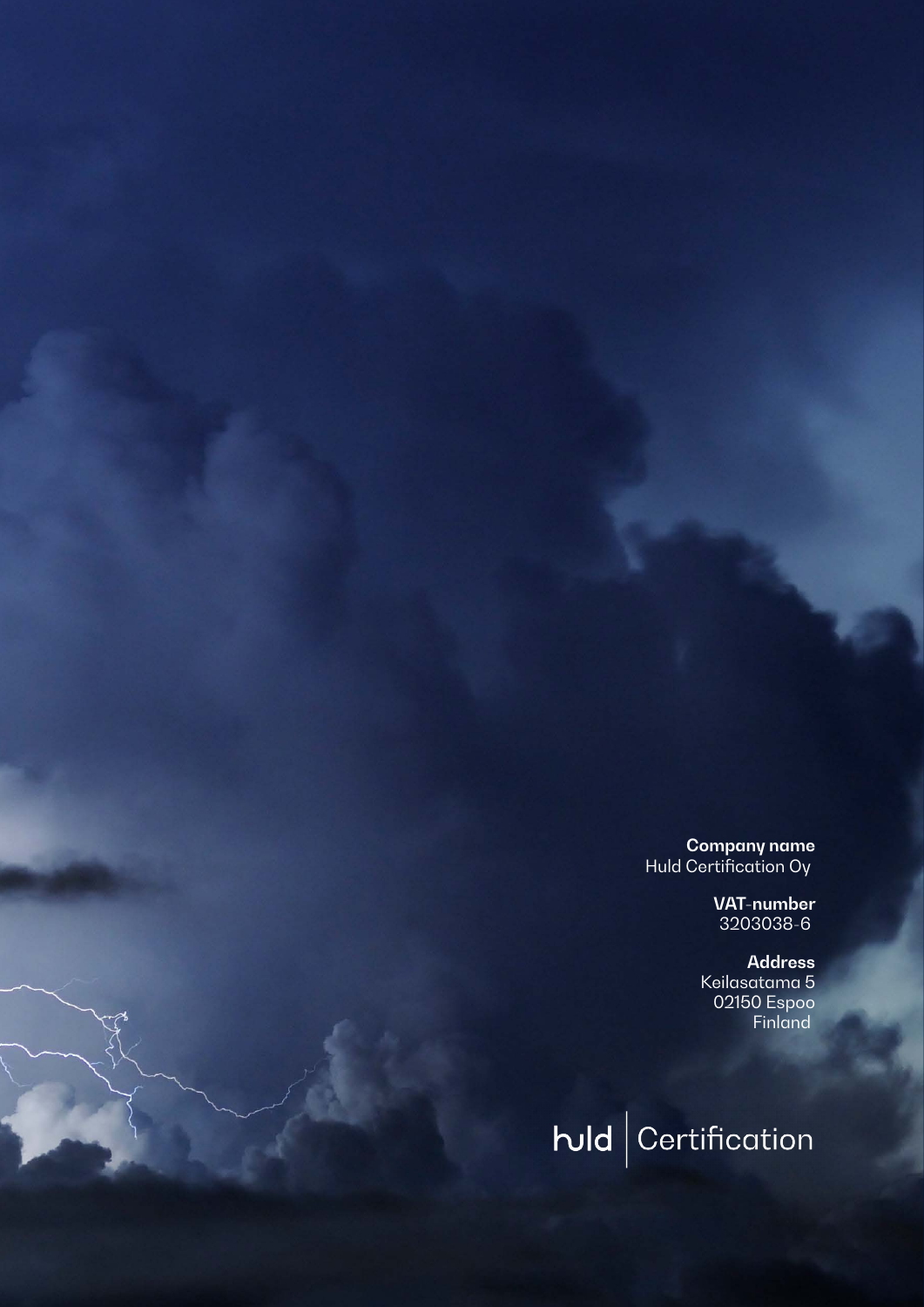**Company name**
Huld Certification Oy

**VAT-number**
3203038-6

**Address**
Keilasatama 5
02150 Espoo
Finland

huld | Certification